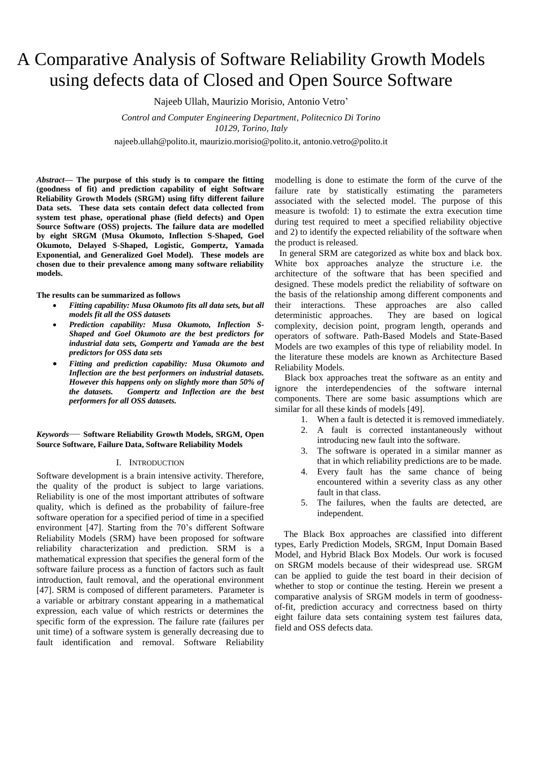# A Comparative Analysis of Software Reliability Growth Models using defects data of Closed and Open Source Software

Najeeb Ullah, Maurizio Morisio, Antonio Vetro'

*Control and Computer Engineering Department, Politecnico Di Torino*
*10129, Torino, Italy*

najeeb.ullah@polito.it, maurizio.morisio@polito.it, antonio.vetro@polito.it

***Abstract*— The purpose of this study is to compare the fitting (goodness of fit) and prediction capability of eight Software Reliability Growth Models (SRGM) using fifty different failure Data sets. These data sets contain defect data collected from system test phase, operational phase (field defects) and Open Source Software (OSS) projects. The failure data are modelled by eight SRGM (Musa Okumoto, Inflection S-Shaped, Goel Okumoto, Delayed S-Shaped, Logistic, Gompertz, Yamada Exponential, and Generalized Goel Model). These models are chosen due to their prevalence among many software reliability models.**

**The results can be summarized as follows**

- ***Fitting capability: Musa Okumoto fits all data sets, but all models fit all the OSS datasets***
- ***Prediction capability: Musa Okumoto, Inflection S-Shaped and Goel Okumoto are the best predictors for industrial data sets, Gompertz and Yamada are the best predictors for OSS data sets***
- ***Fitting and prediction capability: Musa Okumoto and Inflection are the best performers on industrial datasets. However this happens only on slightly more than 50% of the datasets. Gompertz and Inflection are the best performers for all OSS datasets.***

***Keywords*— Software Reliability Growth Models, SRGM, Open Source Software, Failure Data, Software Reliability Models**

## I. Introduction

Software development is a brain intensive activity. Therefore, the quality of the product is subject to large variations. Reliability is one of the most important attributes of software quality, which is defined as the probability of failure-free software operation for a specified period of time in a specified environment [47]. Starting from the 70's different Software Reliability Models (SRM) have been proposed for software reliability characterization and prediction. SRM is a mathematical expression that specifies the general form of the software failure process as a function of factors such as fault introduction, fault removal, and the operational environment [47]. SRM is composed of different parameters. Parameter is a variable or arbitrary constant appearing in a mathematical expression, each value of which restricts or determines the specific form of the expression. The failure rate (failures per unit time) of a software system is generally decreasing due to fault identification and removal. Software Reliability modelling is done to estimate the form of the curve of the failure rate by statistically estimating the parameters associated with the selected model. The purpose of this measure is twofold: 1) to estimate the extra execution time during test required to meet a specified reliability objective and 2) to identify the expected reliability of the software when the product is released.

In general SRM are categorized as white box and black box. White box approaches analyze the structure i.e. the architecture of the software that has been specified and designed. These models predict the reliability of software on the basis of the relationship among different components and their interactions. These approaches are also called deterministic approaches. They are based on logical complexity, decision point, program length, operands and operators of software. Path-Based Models and State-Based Models are two examples of this type of reliability model. In the literature these models are known as Architecture Based Reliability Models.

Black box approaches treat the software as an entity and ignore the interdependencies of the software internal components. There are some basic assumptions which are similar for all these kinds of models [49].

1. When a fault is detected it is removed immediately.
2. A fault is corrected instantaneously without introducing new fault into the software.
3. The software is operated in a similar manner as that in which reliability predictions are to be made.
4. Every fault has the same chance of being encountered within a severity class as any other fault in that class.
5. The failures, when the faults are detected, are independent.

The Black Box approaches are classified into different types, Early Prediction Models, SRGM, Input Domain Based Model, and Hybrid Black Box Models. Our work is focused on SRGM models because of their widespread use. SRGM can be applied to guide the test board in their decision of whether to stop or continue the testing. Herein we present a comparative analysis of SRGM models in term of goodness-of-fit, prediction accuracy and correctness based on thirty eight failure data sets containing system test failures data, field and OSS defects data.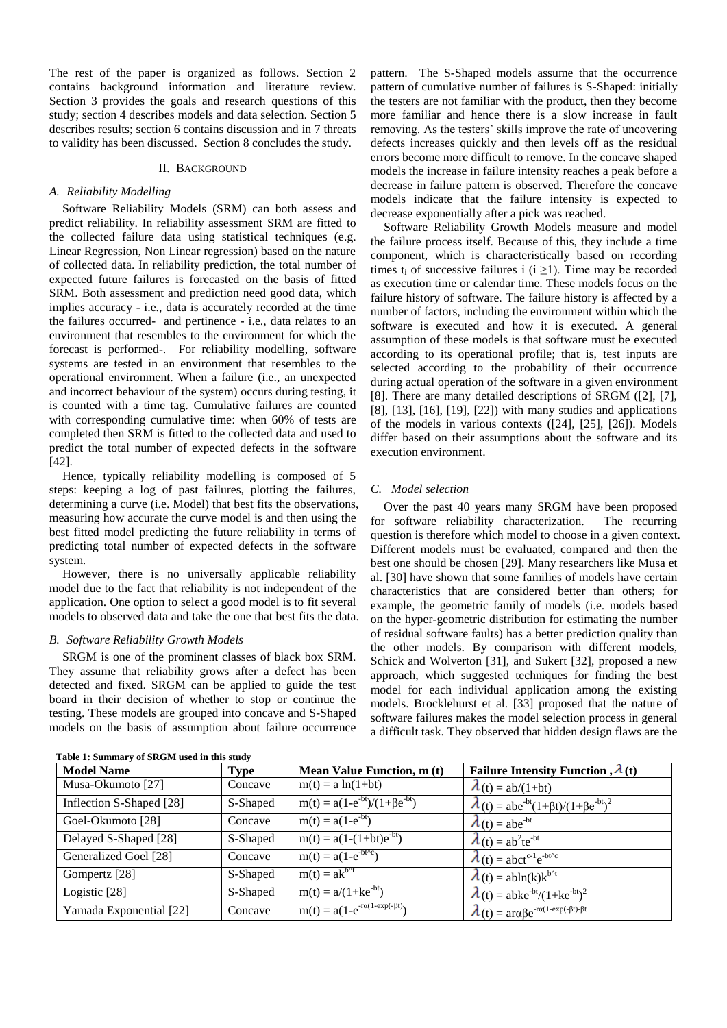The rest of the paper is organized as follows. Section 2 contains background information and literature review. Section 3 provides the goals and research questions of this study; section 4 describes models and data selection. Section 5 describes results; section 6 contains discussion and in 7 threats to validity has been discussed. Section 8 concludes the study.

## II. Background

### A. Reliability Modelling

Software Reliability Models (SRM) can both assess and predict reliability. In reliability assessment SRM are fitted to the collected failure data using statistical techniques (e.g. Linear Regression, Non Linear regression) based on the nature of collected data. In reliability prediction, the total number of expected future failures is forecasted on the basis of fitted SRM. Both assessment and prediction need good data, which implies accuracy - i.e., data is accurately recorded at the time the failures occurred- and pertinence - i.e., data relates to an environment that resembles to the environment for which the forecast is performed-. For reliability modelling, software systems are tested in an environment that resembles to the operational environment. When a failure (i.e., an unexpected and incorrect behaviour of the system) occurs during testing, it is counted with a time tag. Cumulative failures are counted with corresponding cumulative time: when 60% of tests are completed then SRM is fitted to the collected data and used to predict the total number of expected defects in the software [42].

Hence, typically reliability modelling is composed of 5 steps: keeping a log of past failures, plotting the failures, determining a curve (i.e. Model) that best fits the observations, measuring how accurate the curve model is and then using the best fitted model predicting the future reliability in terms of predicting total number of expected defects in the software system.

However, there is no universally applicable reliability model due to the fact that reliability is not independent of the application. One option to select a good model is to fit several models to observed data and take the one that best fits the data.

### B. Software Reliability Growth Models

SRGM is one of the prominent classes of black box SRM. They assume that reliability grows after a defect has been detected and fixed. SRGM can be applied to guide the test board in their decision of whether to stop or continue the testing. These models are grouped into concave and S-Shaped models on the basis of assumption about failure occurrence pattern. The S-Shaped models assume that the occurrence pattern of cumulative number of failures is S-Shaped: initially the testers are not familiar with the product, then they become more familiar and hence there is a slow increase in fault removing. As the testers' skills improve the rate of uncovering defects increases quickly and then levels off as the residual errors become more difficult to remove. In the concave shaped models the increase in failure intensity reaches a peak before a decrease in failure pattern is observed. Therefore the concave models indicate that the failure intensity is expected to decrease exponentially after a pick was reached.

Software Reliability Growth Models measure and model the failure process itself. Because of this, they include a time component, which is characteristically based on recording times $t_i$ of successive failures i ($i \geq 1$). Time may be recorded as execution time or calendar time. These models focus on the failure history of software. The failure history is affected by a number of factors, including the environment within which the software is executed and how it is executed. A general assumption of these models is that software must be executed according to its operational profile; that is, test inputs are selected according to the probability of their occurrence during actual operation of the software in a given environment [8]. There are many detailed descriptions of SRGM ([2], [7], [8], [13], [16], [19], [22]) with many studies and applications of the models in various contexts ([24], [25], [26]). Models differ based on their assumptions about the software and its execution environment.

### C. Model selection

Over the past 40 years many SRGM have been proposed for software reliability characterization. The recurring question is therefore which model to choose in a given context. Different models must be evaluated, compared and then the best one should be chosen [29]. Many researchers like Musa et al. [30] have shown that some families of models have certain characteristics that are considered better than others; for example, the geometric family of models (i.e. models based on the hyper-geometric distribution for estimating the number of residual software faults) has a better prediction quality than the other models. By comparison with different models, Schick and Wolverton [31], and Sukert [32], proposed a new approach, which suggested techniques for finding the best model for each individual application among the existing models. Brocklehurst et al. [33] proposed that the nature of software failures makes the model selection process in general a difficult task. They observed that hidden design flaws are the

**Table 1: Summary of SRGM used in this study**

| Model Name | Type | Mean Value Function, m (t) | Failure Intensity Function , $\lambda$(t) |
|---|---|---|---|
| Musa-Okumoto [27] | Concave | $m(t) = a\ln(1+bt)$ | $\lambda(t) = ab/(1+bt)$ |
| Inflection S-Shaped [28] | S-Shaped | $m(t) = a(1-e^{-bt})/(1+\beta e^{-bt})$ | $\lambda(t) = abe^{-bt}(1+\beta t)/(1+\beta e^{-bt})^2$ |
| Goel-Okumoto [28] | Concave | $m(t) = a(1-e^{-bt})$ | $\lambda(t) = abe^{-bt}$ |
| Delayed S-Shaped [28] | S-Shaped | $m(t) = a(1-(1+bt)e^{-bt})$ | $\lambda(t) = ab^2te^{-bt}$ |
| Generalized Goel [28] | Concave | $m(t) = a(1-e^{-bt^{\wedge}c})$ | $\lambda(t) = abct^{c-1}e^{-bt^{\wedge}c}$ |
| Gompertz [28] | S-Shaped | $m(t) = ak^{b^{\wedge}t}$ | $\lambda(t) = ab\ln(k)k^{b^{\wedge}t}$ |
| Logistic [28] | S-Shaped | $m(t) = a/(1+ke^{-bt})$ | $\lambda(t) = abke^{-bt}/(1+ke^{-bt})^2$ |
| Yamada Exponential [22] | Concave | $m(t) = a(1-e^{-r\alpha(1-\exp(-\beta t))})$ | $\lambda(t) = ar\alpha\beta e^{-r\alpha(1-\exp(-\beta t))-\beta t}$ |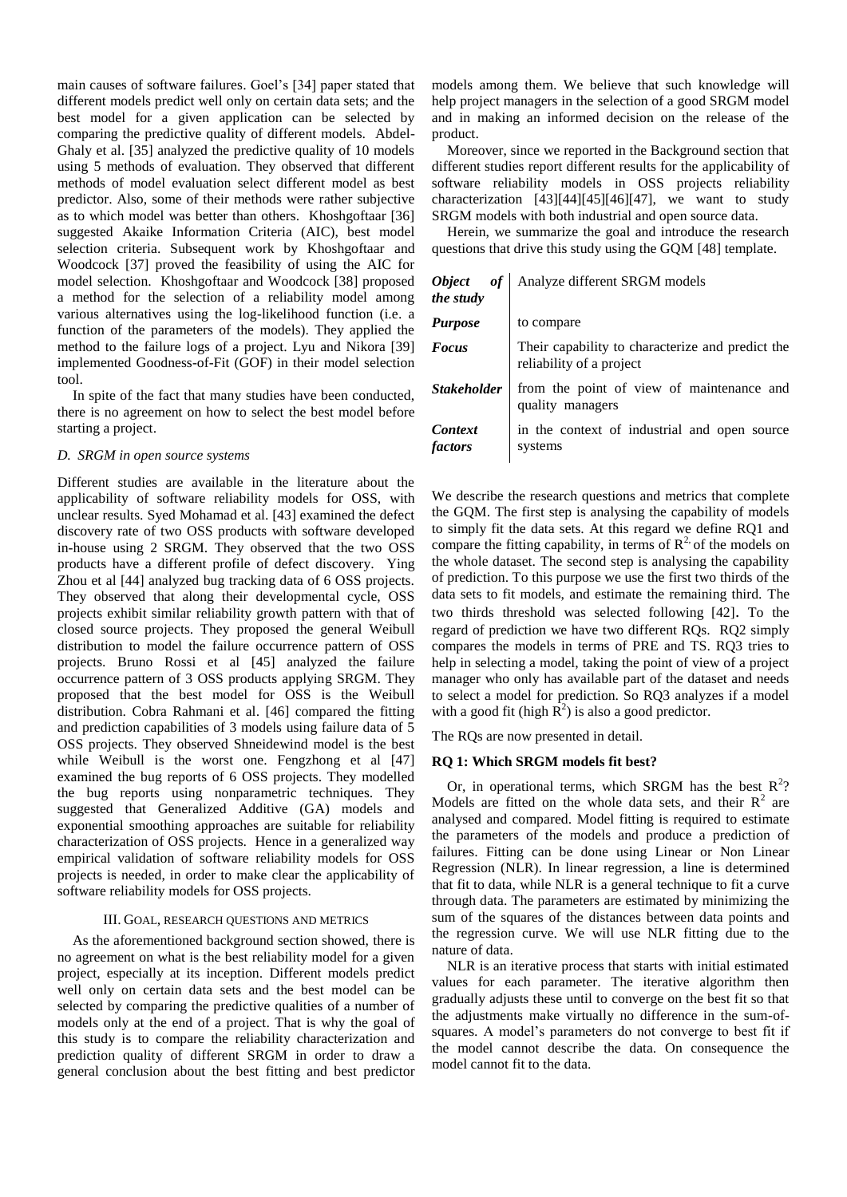main causes of software failures. Goel's [34] paper stated that different models predict well only on certain data sets; and the best model for a given application can be selected by comparing the predictive quality of different models. Abdel-Ghaly et al. [35] analyzed the predictive quality of 10 models using 5 methods of evaluation. They observed that different methods of model evaluation select different model as best predictor. Also, some of their methods were rather subjective as to which model was better than others. Khoshgoftaar [36] suggested Akaike Information Criteria (AIC), best model selection criteria. Subsequent work by Khoshgoftaar and Woodcock [37] proved the feasibility of using the AIC for model selection. Khoshgoftaar and Woodcock [38] proposed a method for the selection of a reliability model among various alternatives using the log-likelihood function (i.e. a function of the parameters of the models). They applied the method to the failure logs of a project. Lyu and Nikora [39] implemented Goodness-of-Fit (GOF) in their model selection tool.

In spite of the fact that many studies have been conducted, there is no agreement on how to select the best model before starting a project.

### D. SRGM in open source systems

Different studies are available in the literature about the applicability of software reliability models for OSS, with unclear results. Syed Mohamad et al. [43] examined the defect discovery rate of two OSS products with software developed in-house using 2 SRGM. They observed that the two OSS products have a different profile of defect discovery. Ying Zhou et al [44] analyzed bug tracking data of 6 OSS projects. They observed that along their developmental cycle, OSS projects exhibit similar reliability growth pattern with that of closed source projects. They proposed the general Weibull distribution to model the failure occurrence pattern of OSS projects. Bruno Rossi et al [45] analyzed the failure occurrence pattern of 3 OSS products applying SRGM. They proposed that the best model for OSS is the Weibull distribution. Cobra Rahmani et al. [46] compared the fitting and prediction capabilities of 3 models using failure data of 5 OSS projects. They observed Shneidewind model is the best while Weibull is the worst one. Fengzhong et al [47] examined the bug reports of 6 OSS projects. They modelled the bug reports using nonparametric techniques. They suggested that Generalized Additive (GA) models and exponential smoothing approaches are suitable for reliability characterization of OSS projects. Hence in a generalized way empirical validation of software reliability models for OSS projects is needed, in order to make clear the applicability of software reliability models for OSS projects.

## III. Goal, research questions and metrics

As the aforementioned background section showed, there is no agreement on what is the best reliability model for a given project, especially at its inception. Different models predict well only on certain data sets and the best model can be selected by comparing the predictive qualities of a number of models only at the end of a project. That is why the goal of this study is to compare the reliability characterization and prediction quality of different SRGM in order to draw a general conclusion about the best fitting and best predictor models among them. We believe that such knowledge will help project managers in the selection of a good SRGM model and in making an informed decision on the release of the product.

Moreover, since we reported in the Background section that different studies report different results for the applicability of software reliability models in OSS projects reliability characterization [43][44][45][46][47], we want to study SRGM models with both industrial and open source data.

Herein, we summarize the goal and introduce the research questions that drive this study using the GQM [48] template.

| | |
|---|---|
| ***Object of the study*** | Analyze different SRGM models |
| ***Purpose*** | to compare |
| ***Focus*** | Their capability to characterize and predict the reliability of a project |
| ***Stakeholder*** | from the point of view of maintenance and quality managers |
| ***Context factors*** | in the context of industrial and open source systems |

We describe the research questions and metrics that complete the GQM. The first step is analysing the capability of models to simply fit the data sets. At this regard we define RQ1 and compare the fitting capability, in terms of $R^2$, of the models on the whole dataset. The second step is analysing the capability of prediction. To this purpose we use the first two thirds of the data sets to fit models, and estimate the remaining third. The two thirds threshold was selected following [42]. To the regard of prediction we have two different RQs. RQ2 simply compares the models in terms of PRE and TS. RQ3 tries to help in selecting a model, taking the point of view of a project manager who only has available part of the dataset and needs to select a model for prediction. So RQ3 analyzes if a model with a good fit (high $R^2$) is also a good predictor.

The RQs are now presented in detail.

**RQ 1: Which SRGM models fit best?**

Or, in operational terms, which SRGM has the best $R^2$? Models are fitted on the whole data sets, and their $R^2$ are analysed and compared. Model fitting is required to estimate the parameters of the models and produce a prediction of failures. Fitting can be done using Linear or Non Linear Regression (NLR). In linear regression, a line is determined that fit to data, while NLR is a general technique to fit a curve through data. The parameters are estimated by minimizing the sum of the squares of the distances between data points and the regression curve. We will use NLR fitting due to the nature of data.

NLR is an iterative process that starts with initial estimated values for each parameter. The iterative algorithm then gradually adjusts these until to converge on the best fit so that the adjustments make virtually no difference in the sum-of-squares. A model's parameters do not converge to best fit if the model cannot describe the data. On consequence the model cannot fit to the data.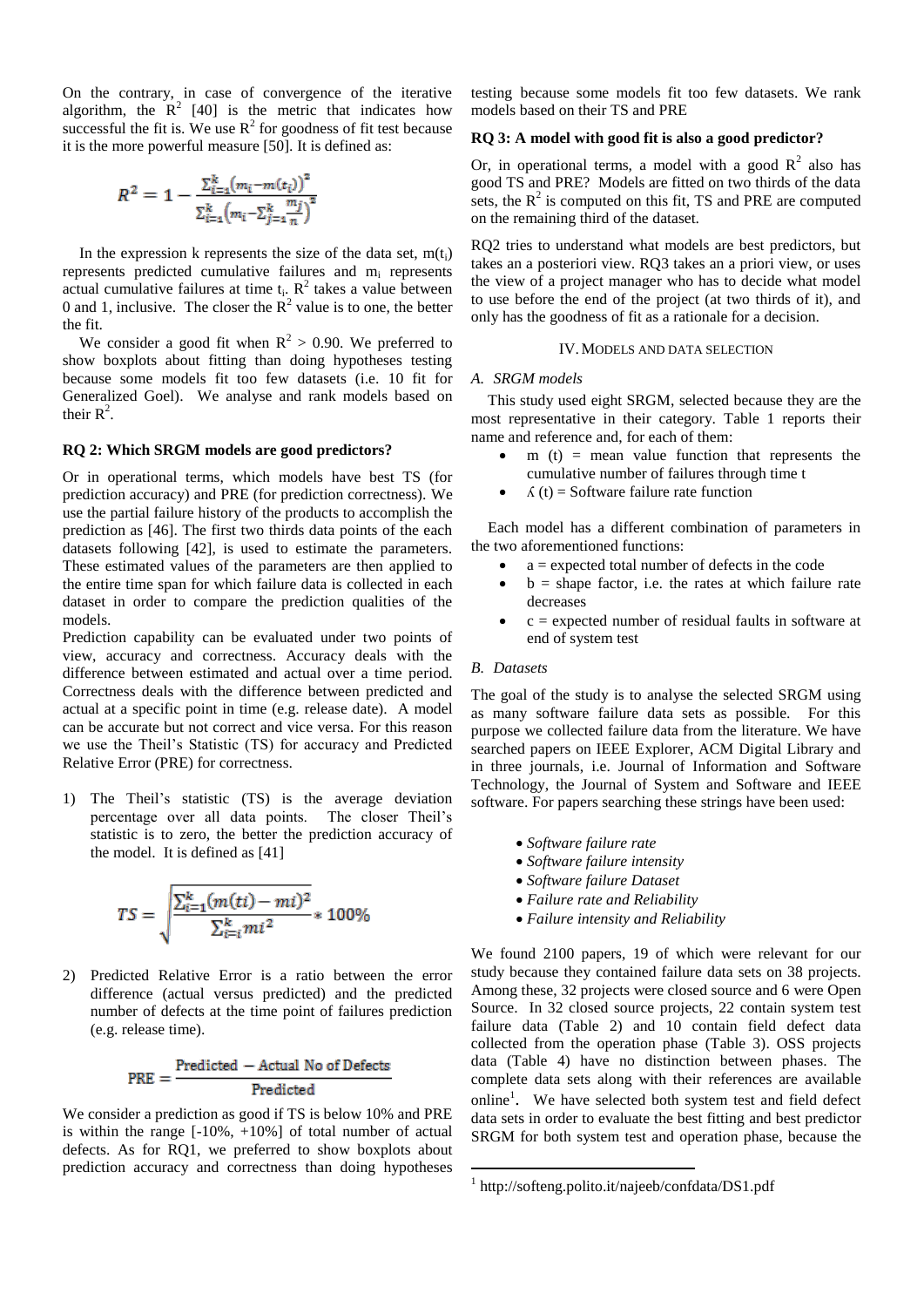On the contrary, in case of convergence of the iterative algorithm, the $R^2$ [40] is the metric that indicates how successful the fit is. We use $R^2$ for goodness of fit test because it is the more powerful measure [50]. It is defined as:

$$R^2 = 1 - \frac{\sum_{i=1}^{k}\left(m_i - m(t_i)\right)^2}{\sum_{i=1}^{k}\left(m_i - \sum_{j=1}^{k}\frac{m_j}{n}\right)^2}$$

In the expression k represents the size of the data set, $m(t_i)$ represents predicted cumulative failures and $m_i$ represents actual cumulative failures at time $t_i$. $R^2$ takes a value between 0 and 1, inclusive. The closer the $R^2$ value is to one, the better the fit.

We consider a good fit when $R^2 > 0.90$. We preferred to show boxplots about fitting than doing hypotheses testing because some models fit too few datasets (i.e. 10 fit for Generalized Goel). We analyse and rank models based on their $R^2$.

### RQ 2: Which SRGM models are good predictors?

Or in operational terms, which models have best TS (for prediction accuracy) and PRE (for prediction correctness). We use the partial failure history of the products to accomplish the prediction as [46]. The first two thirds data points of the each datasets following [42], is used to estimate the parameters. These estimated values of the parameters are then applied to the entire time span for which failure data is collected in each dataset in order to compare the prediction qualities of the models.

Prediction capability can be evaluated under two points of view, accuracy and correctness. Accuracy deals with the difference between estimated and actual over a time period. Correctness deals with the difference between predicted and actual at a specific point in time (e.g. release date). A model can be accurate but not correct and vice versa. For this reason we use the Theil's Statistic (TS) for accuracy and Predicted Relative Error (PRE) for correctness.

1) The Theil's statistic (TS) is the average deviation percentage over all data points. The closer Theil's statistic is to zero, the better the prediction accuracy of the model. It is defined as [41]

$$TS = \sqrt{\frac{\sum_{i=1}^{k}(m(ti) - mi)^2}{\sum_{i=i}^{k} mi^2}} * 100\%$$

2) Predicted Relative Error is a ratio between the error difference (actual versus predicted) and the predicted number of defects at the time point of failures prediction (e.g. release time).

$$\text{PRE} = \frac{\text{Predicted} - \text{Actual No of Defects}}{\text{Predicted}}$$

We consider a prediction as good if TS is below 10% and PRE is within the range [-10%, +10%] of total number of actual defects. As for RQ1, we preferred to show boxplots about prediction accuracy and correctness than doing hypotheses testing because some models fit too few datasets. We rank models based on their TS and PRE

### RQ 3: A model with good fit is also a good predictor?

Or, in operational terms, a model with a good $R^2$ also has good TS and PRE? Models are fitted on two thirds of the data sets, the $R^2$ is computed on this fit, TS and PRE are computed on the remaining third of the dataset.

RQ2 tries to understand what models are best predictors, but takes an a posteriori view. RQ3 takes an a priori view, or uses the view of a project manager who has to decide what model to use before the end of the project (at two thirds of it), and only has the goodness of fit as a rationale for a decision.

## IV. Models and Data Selection

### A. SRGM models

This study used eight SRGM, selected because they are the most representative in their category. Table 1 reports their name and reference and, for each of them:

- m (t) = mean value function that represents the cumulative number of failures through time t
- $\lambda$ (t) = Software failure rate function

Each model has a different combination of parameters in the two aforementioned functions:

- a = expected total number of defects in the code
- b = shape factor, i.e. the rates at which failure rate decreases
- c = expected number of residual faults in software at end of system test

### B. Datasets

The goal of the study is to analyse the selected SRGM using as many software failure data sets as possible. For this purpose we collected failure data from the literature. We have searched papers on IEEE Explorer, ACM Digital Library and in three journals, i.e. Journal of Information and Software Technology, the Journal of System and Software and IEEE software. For papers searching these strings have been used:

- *Software failure rate*
- *Software failure intensity*
- *Software failure Dataset*
- *Failure rate and Reliability*
- *Failure intensity and Reliability*

We found 2100 papers, 19 of which were relevant for our study because they contained failure data sets on 38 projects. Among these, 32 projects were closed source and 6 were Open Source. In 32 closed source projects, 22 contain system test failure data (Table 2) and 10 contain field defect data collected from the operation phase (Table 3). OSS projects data (Table 4) have no distinction between phases. The complete data sets along with their references are available online[1]. We have selected both system test and field defect data sets in order to evaluate the best fitting and best predictor SRGM for both system test and operation phase, because the

[1] http://softeng.polito.it/najeeb/confdata/DS1.pdf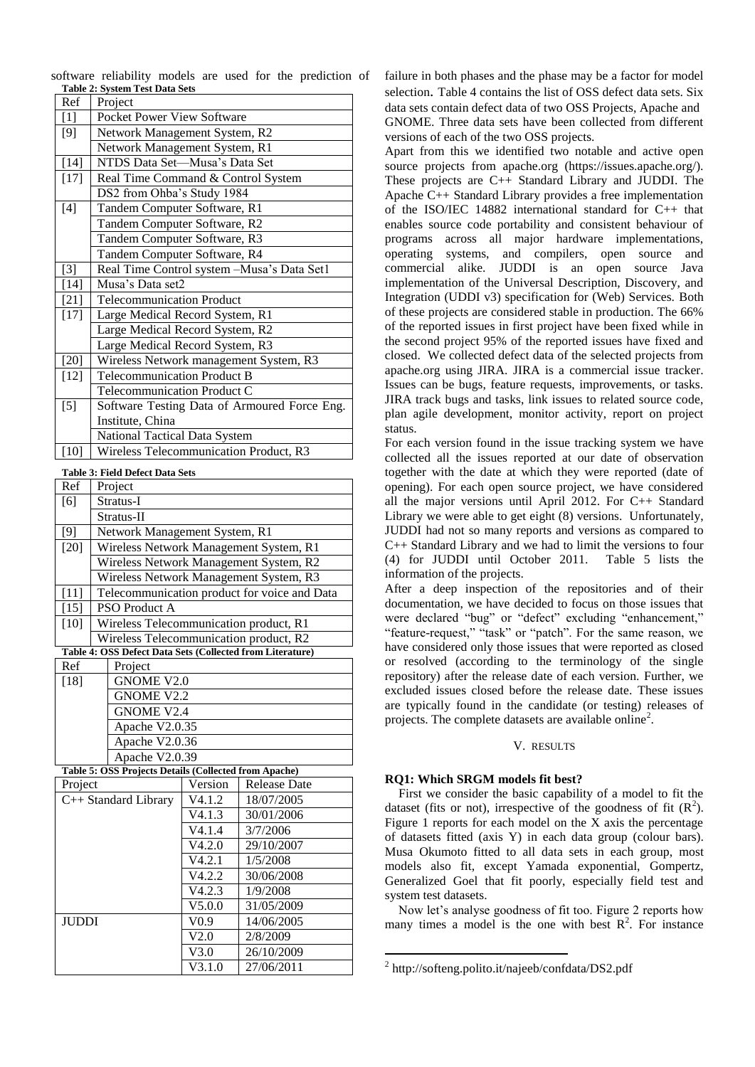software reliability models are used for the prediction of failure in both phases and the phase may be a factor for model selection. Table 4 contains the list of OSS defect data sets. Six data sets contain defect data of two OSS Projects, Apache and GNOME. Three data sets have been collected from different versions of each of the two OSS projects.

**Table 2: System Test Data Sets**

| Ref | Project |
|---|---|
| [1] | Pocket Power View Software |
| [9] | Network Management System, R2 |
| | Network Management System, R1 |
| [14] | NTDS Data Set—Musa's Data Set |
| [17] | Real Time Command & Control System |
| | DS2 from Ohba's Study 1984 |
| [4] | Tandem Computer Software, R1 |
| | Tandem Computer Software, R2 |
| | Tandem Computer Software, R3 |
| | Tandem Computer Software, R4 |
| [3] | Real Time Control system –Musa's Data Set1 |
| [14] | Musa's Data set2 |
| [21] | Telecommunication Product |
| [17] | Large Medical Record System, R1 |
| | Large Medical Record System, R2 |
| | Large Medical Record System, R3 |
| [20] | Wireless Network management System, R3 |
| [12] | Telecommunication Product B |
| | Telecommunication Product C |
| [5] | Software Testing Data of Armoured Force Eng. Institute, China |
| | National Tactical Data System |
| [10] | Wireless Telecommunication Product, R3 |

**Table 3: Field Defect Data Sets**

| Ref | Project |
|---|---|
| [6] | Stratus-I |
| | Stratus-II |
| [9] | Network Management System, R1 |
| [20] | Wireless Network Management System, R1 |
| | Wireless Network Management System, R2 |
| | Wireless Network Management System, R3 |
| [11] | Telecommunication product for voice and Data |
| [15] | PSO Product A |
| [10] | Wireless Telecommunication product, R1 |
| | Wireless Telecommunication product, R2 |

**Table 4: OSS Defect Data Sets (Collected from Literature)**

| Ref | Project |
|---|---|
| [18] | GNOME V2.0 |
| | GNOME V2.2 |
| | GNOME V2.4 |
| | Apache V2.0.35 |
| | Apache V2.0.36 |
| | Apache V2.0.39 |

**Table 5: OSS Projects Details (Collected from Apache)**

| Project | Version | Release Date |
|---|---|---|
| C++ Standard Library | V4.1.2 | 18/07/2005 |
| | V4.1.3 | 30/01/2006 |
| | V4.1.4 | 3/7/2006 |
| | V4.2.0 | 29/10/2007 |
| | V4.2.1 | 1/5/2008 |
| | V4.2.2 | 30/06/2008 |
| | V4.2.3 | 1/9/2008 |
| | V5.0.0 | 31/05/2009 |
| JUDDI | V0.9 | 14/06/2005 |
| | V2.0 | 2/8/2009 |
| | V3.0 | 26/10/2009 |
| | V3.1.0 | 27/06/2011 |

Apart from this we identified two notable and active open source projects from apache.org (https://issues.apache.org/). These projects are C++ Standard Library and JUDDI. The Apache C++ Standard Library provides a free implementation of the ISO/IEC 14882 international standard for C++ that enables source code portability and consistent behaviour of programs across all major hardware implementations, operating systems, and compilers, open source and commercial alike. JUDDI is an open source Java implementation of the Universal Description, Discovery, and Integration (UDDI v3) specification for (Web) Services. Both of these projects are considered stable in production. The 66% of the reported issues in first project have been fixed while in the second project 95% of the reported issues have fixed and closed. We collected defect data of the selected projects from apache.org using JIRA. JIRA is a commercial issue tracker. Issues can be bugs, feature requests, improvements, or tasks. JIRA track bugs and tasks, link issues to related source code, plan agile development, monitor activity, report on project status.

For each version found in the issue tracking system we have collected all the issues reported at our date of observation together with the date at which they were reported (date of opening). For each open source project, we have considered all the major versions until April 2012. For C++ Standard Library we were able to get eight (8) versions. Unfortunately, JUDDI had not so many reports and versions as compared to C++ Standard Library and we had to limit the versions to four (4) for JUDDI until October 2011. Table 5 lists the information of the projects.

After a deep inspection of the repositories and of their documentation, we have decided to focus on those issues that were declared "bug" or "defect" excluding "enhancement," "feature-request," "task" or "patch". For the same reason, we have considered only those issues that were reported as closed or resolved (according to the terminology of the single repository) after the release date of each version. Further, we excluded issues closed before the release date. These issues are typically found in the candidate (or testing) releases of projects. The complete datasets are available online[2].

## V. RESULTS

**RQ1: Which SRGM models fit best?**

First we consider the basic capability of a model to fit the dataset (fits or not), irrespective of the goodness of fit ($R^2$). Figure 1 reports for each model on the X axis the percentage of datasets fitted (axis Y) in each data group (colour bars). Musa Okumoto fitted to all data sets in each group, most models also fit, except Yamada exponential, Gompertz, Generalized Goel that fit poorly, especially field test and system test datasets.

Now let's analyse goodness of fit too. Figure 2 reports how many times a model is the one with best $R^2$. For instance

[2] http://softeng.polito.it/najeeb/confdata/DS2.pdf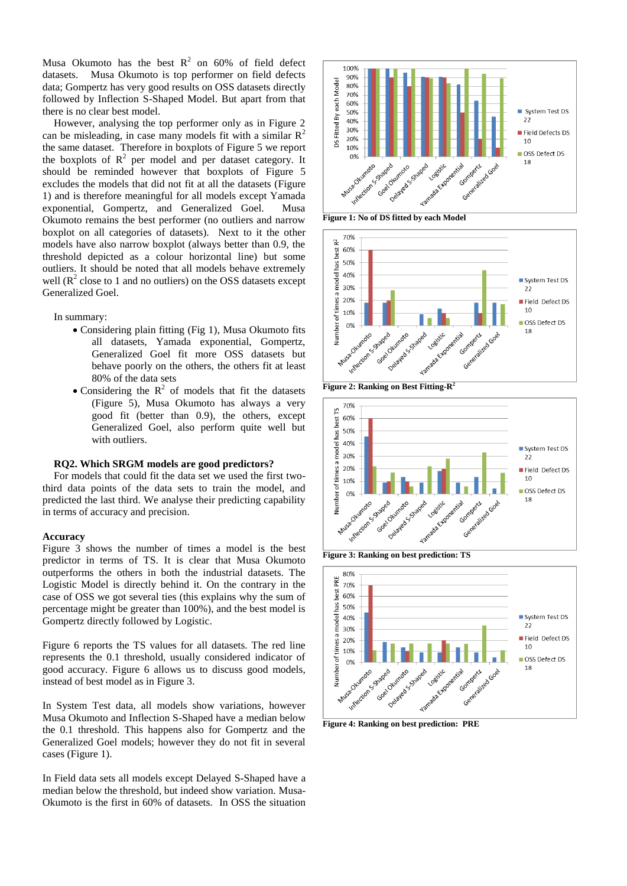Musa Okumoto has the best $R^2$ on 60% of field defect datasets. Musa Okumoto is top performer on field defects data; Gompertz has very good results on OSS datasets directly followed by Inflection S-Shaped Model. But apart from that there is no clear best model.

However, analysing the top performer only as in Figure 2 can be misleading, in case many models fit with a similar $R^2$ the same dataset. Therefore in boxplots of Figure 5 we report the boxplots of $R^2$ per model and per dataset category. It should be reminded however that boxplots of Figure 5 (Figure 1) excludes the models that did not fit at all the datasets and is therefore meaningful for all models except Yamada exponential, Gompertz, and Generalized Goel. Musa Okumoto remains the best performer (no outliers and narrow boxplot on all categories of datasets). Next to it the other models have also narrow boxplot (always better than 0.9, the threshold depicted as a colour horizontal line) but some outliers. It should be noted that all models behave extremely well ($R^2$ close to 1 and no outliers) on the OSS datasets except Generalized Goel.

In summary:

- Considering plain fitting (Fig 1), Musa Okumoto fits all datasets, Yamada exponential, Gompertz, Generalized Goel fit more OSS datasets but behave poorly on the others, the others fit at least 80% of the data sets
- Considering the $R^2$ of models that fit the datasets (Figure 5), Musa Okumoto has always a very good fit (better than 0.9), the others, except Generalized Goel, also perform quite well but with outliers.

### RQ2. Which SRGM models are good predictors?

For models that could fit the data set we used the first two-third data points of the data sets to train the model, and predicted the last third. We analyse their predicting capability in terms of accuracy and precision.

#### Accuracy

Figure 3 shows the number of times a model is the best predictor in terms of TS. It is clear that Musa Okumoto outperforms the others in both the industrial datasets. The Logistic Model is directly behind it. On the contrary in the case of OSS we got several ties (this explains why the sum of percentage might be greater than 100%), and the best model is Gompertz directly followed by Logistic.

Figure 6 reports the TS values for all datasets. The red line represents the 0.1 threshold, usually considered indicator of good accuracy. Figure 6 allows us to discuss good models, instead of best model as in Figure 3.

In System Test data, all models show variations, however Musa Okumoto and Inflection S-Shaped have a median below the 0.1 threshold. This happens also for Gompertz and the Generalized Goel models; however they do not fit in several cases (Figure 1).

In Field data sets all models except Delayed S-Shaped have a median below the threshold, but indeed show variation. Musa-Okumoto is the first in 60% of datasets. In OSS the situation

**Figure 1: No of DS fitted by each Model**

**Figure 2: Ranking on Best Fitting-$R^2$**

**Figure 3: Ranking on best prediction: TS**

**Figure 4: Ranking on best prediction: PRE**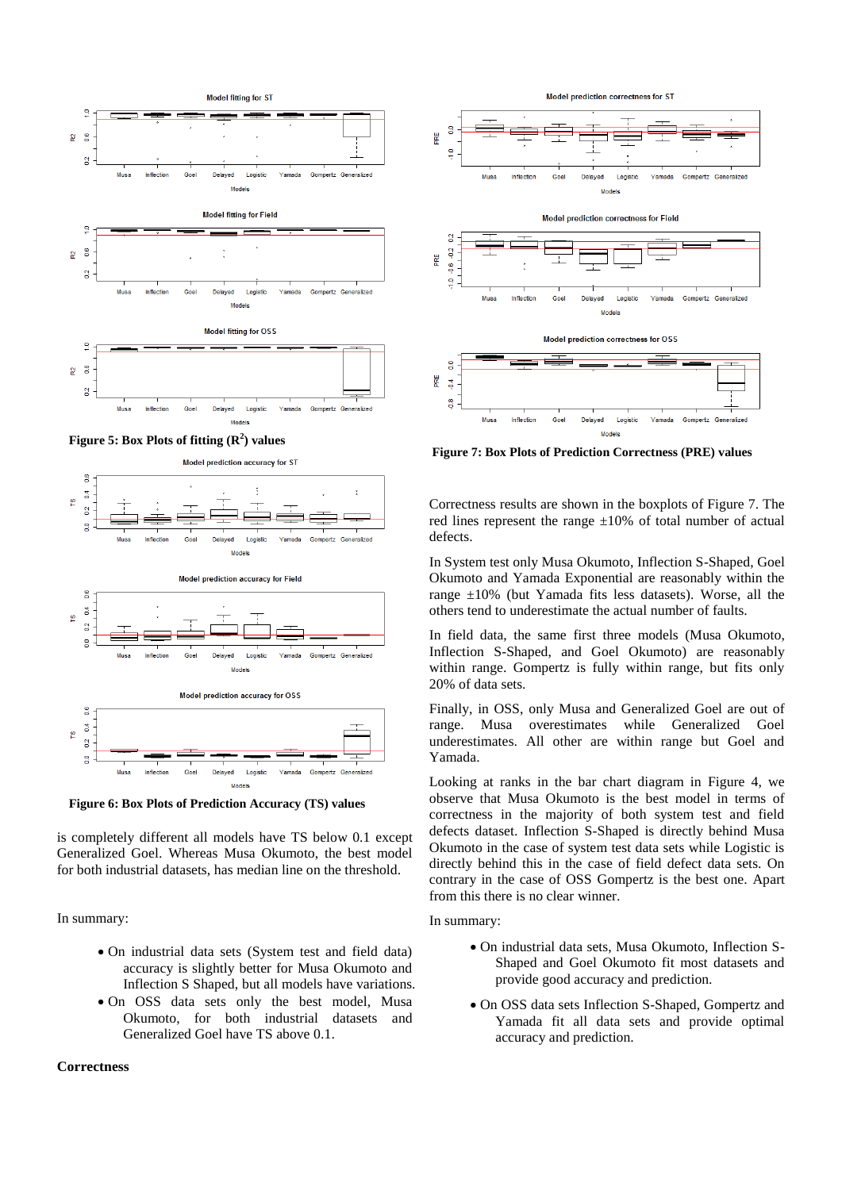**Figure 5: Box Plots of fitting ($R^2$) values**

**Figure 6: Box Plots of Prediction Accuracy (TS) values**

is completely different all models have TS below 0.1 except Generalized Goel. Whereas Musa Okumoto, the best model for both industrial datasets, has median line on the threshold.

In summary:

- On industrial data sets (System test and field data) accuracy is slightly better for Musa Okumoto and Inflection S Shaped, but all models have variations.
- On OSS data sets only the best model, Musa Okumoto, for both industrial datasets and Generalized Goel have TS above 0.1.

**Correctness**

**Figure 7: Box Plots of Prediction Correctness (PRE) values**

Correctness results are shown in the boxplots of Figure 7. The red lines represent the range ±10% of total number of actual defects.

In System test only Musa Okumoto, Inflection S-Shaped, Goel Okumoto and Yamada Exponential are reasonably within the range ±10% (but Yamada fits less datasets). Worse, all the others tend to underestimate the actual number of faults.

In field data, the same first three models (Musa Okumoto, Inflection S-Shaped, and Goel Okumoto) are reasonably within range. Gompertz is fully within range, but fits only 20% of data sets.

Finally, in OSS, only Musa and Generalized Goel are out of range. Musa overestimates while Generalized Goel underestimates. All other are within range but Goel and Yamada.

Looking at ranks in the bar chart diagram in Figure 4, we observe that Musa Okumoto is the best model in terms of correctness in the majority of both system test and field defects dataset. Inflection S-Shaped is directly behind Musa Okumoto in the case of system test data sets while Logistic is directly behind this in the case of field defect data sets. On contrary in the case of OSS Gompertz is the best one. Apart from this there is no clear winner.

In summary:

- On industrial data sets, Musa Okumoto, Inflection S-Shaped and Goel Okumoto fit most datasets and provide good accuracy and prediction.
- On OSS data sets Inflection S-Shaped, Gompertz and Yamada fit all data sets and provide optimal accuracy and prediction.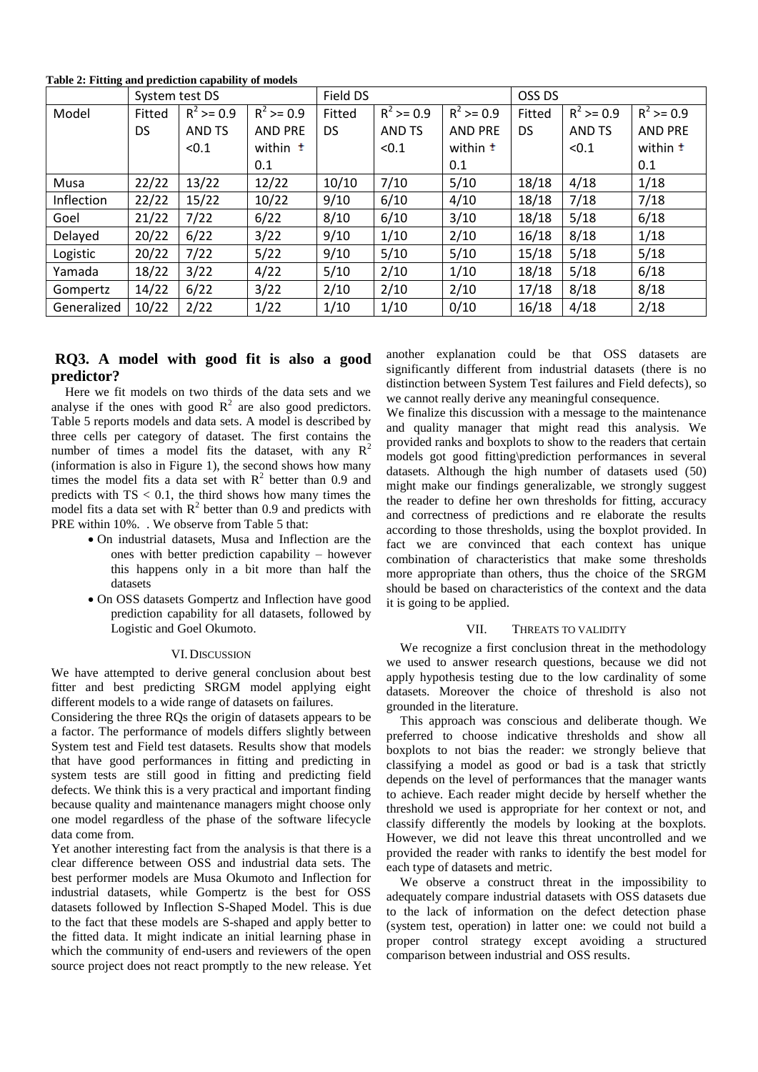**Table 2: Fitting and prediction capability of models**

| | System test DS | | | Field DS | | | OSS DS | | |
|---|---|---|---|---|---|---|---|---|---|
| Model | Fitted DS | $R^2$ >= 0.9 AND TS <0.1 | $R^2$ >= 0.9 AND PRE within ± 0.1 | Fitted DS | $R^2$ >= 0.9 AND TS <0.1 | $R^2$ >= 0.9 AND PRE within ± 0.1 | Fitted DS | $R^2$ >= 0.9 AND TS <0.1 | $R^2$ >= 0.9 AND PRE within ± 0.1 |
| Musa | 22/22 | 13/22 | 12/22 | 10/10 | 7/10 | 5/10 | 18/18 | 4/18 | 1/18 |
| Inflection | 22/22 | 15/22 | 10/22 | 9/10 | 6/10 | 4/10 | 18/18 | 7/18 | 7/18 |
| Goel | 21/22 | 7/22 | 6/22 | 8/10 | 6/10 | 3/10 | 18/18 | 5/18 | 6/18 |
| Delayed | 20/22 | 6/22 | 3/22 | 9/10 | 1/10 | 2/10 | 16/18 | 8/18 | 1/18 |
| Logistic | 20/22 | 7/22 | 5/22 | 9/10 | 5/10 | 5/10 | 15/18 | 5/18 | 5/18 |
| Yamada | 18/22 | 3/22 | 4/22 | 5/10 | 2/10 | 1/10 | 18/18 | 5/18 | 6/18 |
| Gompertz | 14/22 | 6/22 | 3/22 | 2/10 | 2/10 | 2/10 | 17/18 | 8/18 | 8/18 |
| Generalized | 10/22 | 2/22 | 1/22 | 1/10 | 1/10 | 0/10 | 16/18 | 4/18 | 2/18 |

## RQ3. A model with good fit is also a good predictor?

Here we fit models on two thirds of the data sets and we analyse if the ones with good $R^2$ are also good predictors. Table 5 reports models and data sets. A model is described by three cells per category of dataset. The first contains the number of times a model fits the dataset, with any $R^2$ (information is also in Figure 1), the second shows how many times the model fits a data set with $R^2$ better than 0.9 and predicts with $TS < 0.1$, the third shows how many times the model fits a data set with $R^2$ better than 0.9 and predicts with PRE within 10%. . We observe from Table 5 that:

- On industrial datasets, Musa and Inflection are the ones with better prediction capability – however this happens only in a bit more than half the datasets
- On OSS datasets Gompertz and Inflection have good prediction capability for all datasets, followed by Logistic and Goel Okumoto.

### VI. Discussion

We have attempted to derive general conclusion about best fitter and best predicting SRGM model applying eight different models to a wide range of datasets on failures.

Considering the three RQs the origin of datasets appears to be a factor. The performance of models differs slightly between System test and Field test datasets. Results show that models that have good performances in fitting and predicting in system tests are still good in fitting and predicting field defects. We think this is a very practical and important finding because quality and maintenance managers might choose only one model regardless of the phase of the software lifecycle data come from.

Yet another interesting fact from the analysis is that there is a clear difference between OSS and industrial data sets. The best performer models are Musa Okumoto and Inflection for industrial datasets, while Gompertz is the best for OSS datasets followed by Inflection S-Shaped Model. This is due to the fact that these models are S-shaped and apply better to the fitted data. It might indicate an initial learning phase in which the community of end-users and reviewers of the open source project does not react promptly to the new release. Yet another explanation could be that OSS datasets are significantly different from industrial datasets (there is no distinction between System Test failures and Field defects), so we cannot really derive any meaningful consequence.

We finalize this discussion with a message to the maintenance and quality manager that might read this analysis. We provided ranks and boxplots to show to the readers that certain models got good fitting\prediction performances in several datasets. Although the high number of datasets used (50) might make our findings generalizable, we strongly suggest the reader to define her own thresholds for fitting, accuracy and correctness of predictions and re elaborate the results according to those thresholds, using the boxplot provided. In fact we are convinced that each context has unique combination of characteristics that make some thresholds more appropriate than others, thus the choice of the SRGM should be based on characteristics of the context and the data it is going to be applied.

### VII. Threats to Validity

We recognize a first conclusion threat in the methodology we used to answer research questions, because we did not apply hypothesis testing due to the low cardinality of some datasets. Moreover the choice of threshold is also not grounded in the literature.

This approach was conscious and deliberate though. We preferred to choose indicative thresholds and show all boxplots to not bias the reader: we strongly believe that classifying a model as good or bad is a task that strictly depends on the level of performances that the manager wants to achieve. Each reader might decide by herself whether the threshold we used is appropriate for her context or not, and classify differently the models by looking at the boxplots. However, we did not leave this threat uncontrolled and we provided the reader with ranks to identify the best model for each type of datasets and metric.

We observe a construct threat in the impossibility to adequately compare industrial datasets with OSS datasets due to the lack of information on the defect detection phase (system test, operation) in latter one: we could not build a proper control strategy except avoiding a structured comparison between industrial and OSS results.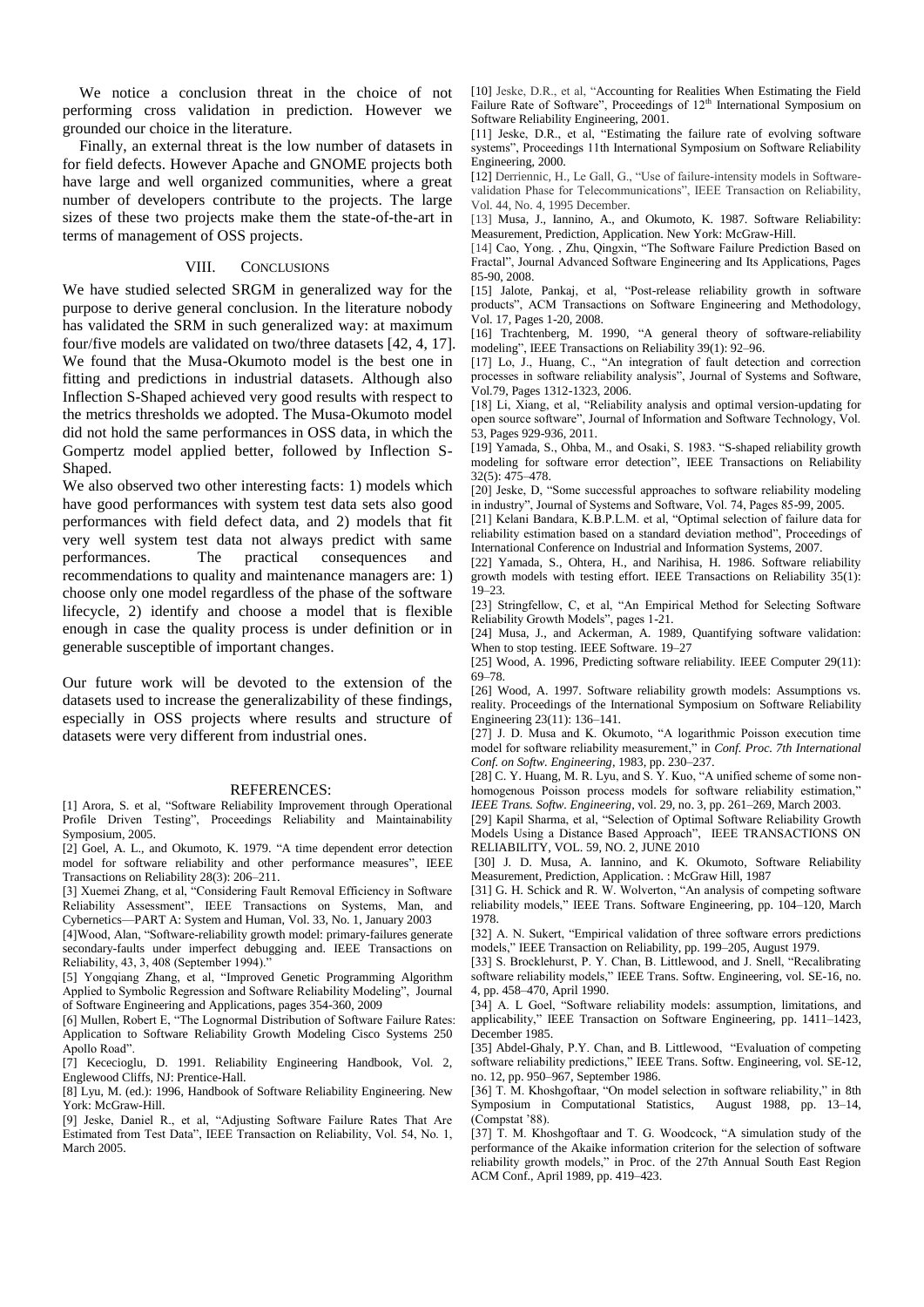We notice a conclusion threat in the choice of not performing cross validation in prediction. However we grounded our choice in the literature.

Finally, an external threat is the low number of datasets in for field defects. However Apache and GNOME projects both have large and well organized communities, where a great number of developers contribute to the projects. The large sizes of these two projects make them the state-of-the-art in terms of management of OSS projects.

## VIII. Conclusions

We have studied selected SRGM in generalized way for the purpose to derive general conclusion. In the literature nobody has validated the SRM in such generalized way: at maximum four/five models are validated on two/three datasets [42, 4, 17]. We found that the Musa-Okumoto model is the best one in fitting and predictions in industrial datasets. Although also Inflection S-Shaped achieved very good results with respect to the metrics thresholds we adopted. The Musa-Okumoto model did not hold the same performances in OSS data, in which the Gompertz model applied better, followed by Inflection S-Shaped.

We also observed two other interesting facts: 1) models which have good performances with system test data sets also good performances with field defect data, and 2) models that fit very well system test data not always predict with same performances. The practical consequences and recommendations to quality and maintenance managers are: 1) choose only one model regardless of the phase of the software lifecycle, 2) identify and choose a model that is flexible enough in case the quality process is under definition or in generable susceptible of important changes.

Our future work will be devoted to the extension of the datasets used to increase the generalizability of these findings, especially in OSS projects where results and structure of datasets were very different from industrial ones.

## REFERENCES:

[1] Arora, S. et al, "Software Reliability Improvement through Operational Profile Driven Testing", Proceedings Reliability and Maintainability Symposium, 2005.

[2] Goel, A. L., and Okumoto, K. 1979. "A time dependent error detection model for software reliability and other performance measures", IEEE Transactions on Reliability 28(3): 206–211.

[3] Xuemei Zhang, et al, "Considering Fault Removal Efficiency in Software Reliability Assessment", IEEE Transactions on Systems, Man, and Cybernetics—PART A: System and Human, Vol. 33, No. 1, January 2003

[4]Wood, Alan, "Software-reliability growth model: primary-failures generate secondary-faults under imperfect debugging and. IEEE Transactions on Reliability, 43, 3, 408 (September 1994)."

[5] Yongqiang Zhang, et al, "Improved Genetic Programming Algorithm Applied to Symbolic Regression and Software Reliability Modeling", Journal of Software Engineering and Applications, pages 354-360, 2009

[6] Mullen, Robert E, "The Lognormal Distribution of Software Failure Rates: Application to Software Reliability Growth Modeling Cisco Systems 250 Apollo Road".

[7] Kececioglu, D. 1991. Reliability Engineering Handbook, Vol. 2, Englewood Cliffs, NJ: Prentice-Hall.

[8] Lyu, M. (ed.): 1996, Handbook of Software Reliability Engineering. New York: McGraw-Hill.

[9] Jeske, Daniel R., et al, "Adjusting Software Failure Rates That Are Estimated from Test Data", IEEE Transaction on Reliability, Vol. 54, No. 1, March 2005.

[10] Jeske, D.R., et al, "Accounting for Realities When Estimating the Field Failure Rate of Software", Proceedings of 12th International Symposium on Software Reliability Engineering, 2001.

[11] Jeske, D.R., et al, "Estimating the failure rate of evolving software systems", Proceedings 11th International Symposium on Software Reliability Engineering, 2000.

[12] Derriennic, H., Le Gall, G., "Use of failure-intensity models in Software-validation Phase for Telecommunications", IEEE Transaction on Reliability, Vol. 44, No. 4, 1995 December.

[13] Musa, J., Iannino, A., and Okumoto, K. 1987. Software Reliability: Measurement, Prediction, Application. New York: McGraw-Hill.

[14] Cao, Yong. , Zhu, Qingxin, "The Software Failure Prediction Based on Fractal", Journal Advanced Software Engineering and Its Applications, Pages 85-90, 2008.

[15] Jalote, Pankaj, et al, "Post-release reliability growth in software products", ACM Transactions on Software Engineering and Methodology, Vol. 17, Pages 1-20, 2008.

[16] Trachtenberg, M. 1990, "A general theory of software-reliability modeling", IEEE Transactions on Reliability 39(1): 92–96.

[17] Lo, J., Huang, C., "An integration of fault detection and correction processes in software reliability analysis", Journal of Systems and Software, Vol.79, Pages 1312-1323, 2006.

[18] Li, Xiang, et al, "Reliability analysis and optimal version-updating for open source software", Journal of Information and Software Technology, Vol. 53, Pages 929-936, 2011.

[19] Yamada, S., Ohba, M., and Osaki, S. 1983. "S-shaped reliability growth modeling for software error detection", IEEE Transactions on Reliability 32(5): 475–478.

[20] Jeske, D, "Some successful approaches to software reliability modeling in industry", Journal of Systems and Software, Vol. 74, Pages 85-99, 2005.

[21] Kelani Bandara, K.B.P.L.M. et al, "Optimal selection of failure data for reliability estimation based on a standard deviation method", Proceedings of International Conference on Industrial and Information Systems, 2007.

[22] Yamada, S., Ohtera, H., and Narihisa, H. 1986. Software reliability growth models with testing effort. IEEE Transactions on Reliability 35(1): 19–23.

[23] Stringfellow, C, et al, "An Empirical Method for Selecting Software Reliability Growth Models", pages 1-21.

[24] Musa, J., and Ackerman, A. 1989, Quantifying software validation: When to stop testing. IEEE Software. 19–27

[25] Wood, A. 1996, Predicting software reliability. IEEE Computer 29(11): 69–78.

[26] Wood, A. 1997. Software reliability growth models: Assumptions vs. reality. Proceedings of the International Symposium on Software Reliability Engineering 23(11): 136–141.

[27] J. D. Musa and K. Okumoto, "A logarithmic Poisson execution time model for software reliability measurement," in *Conf. Proc. 7th International Conf. on Softw. Engineering*, 1983, pp. 230–237.

[28] C. Y. Huang, M. R. Lyu, and S. Y. Kuo, "A unified scheme of some non-homogenous Poisson process models for software reliability estimation," *IEEE Trans. Softw. Engineering*, vol. 29, no. 3, pp. 261–269, March 2003.

[29] Kapil Sharma, et al, "Selection of Optimal Software Reliability Growth Models Using a Distance Based Approach", IEEE TRANSACTIONS ON RELIABILITY, VOL. 59, NO. 2, JUNE 2010

[30] J. D. Musa, A. Iannino, and K. Okumoto, Software Reliability Measurement, Prediction, Application. : McGraw Hill, 1987

[31] G. H. Schick and R. W. Wolverton, "An analysis of competing software reliability models," IEEE Trans. Software Engineering, pp. 104–120, March 1978.

[32] A. N. Sukert, "Empirical validation of three software errors predictions models," IEEE Transaction on Reliability, pp. 199–205, August 1979.

[33] S. Brocklehurst, P. Y. Chan, B. Littlewood, and J. Snell, "Recalibrating software reliability models," IEEE Trans. Softw. Engineering, vol. SE-16, no. 4, pp. 458–470, April 1990.

[34] A. L Goel, "Software reliability models: assumption, limitations, and applicability," IEEE Transaction on Software Engineering, pp. 1411–1423, December 1985.

[35] Abdel-Ghaly, P.Y. Chan, and B. Littlewood, "Evaluation of competing software reliability predictions," IEEE Trans. Softw. Engineering, vol. SE-12, no. 12, pp. 950–967, September 1986.

[36] T. M. Khoshgoftaar, "On model selection in software reliability," in 8th Symposium in Computational Statistics, August 1988, pp. 13–14, (Compstat '88).

[37] T. M. Khoshgoftaar and T. G. Woodcock, "A simulation study of the performance of the Akaike information criterion for the selection of software reliability growth models," in Proc. of the 27th Annual South East Region ACM Conf., April 1989, pp. 419–423.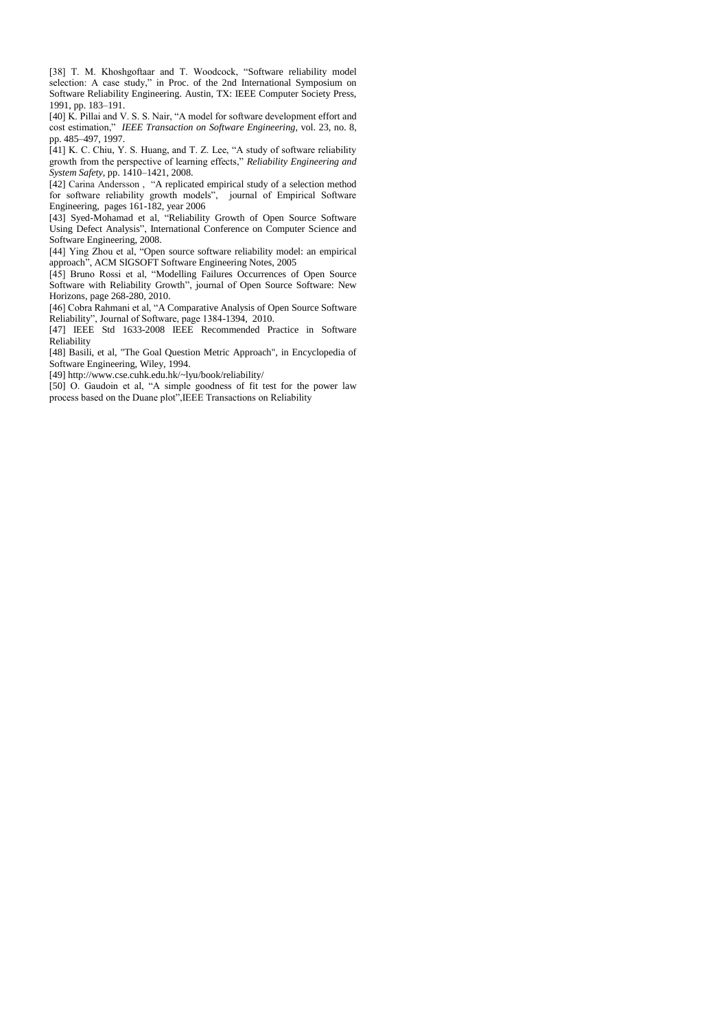[38] T. M. Khoshgoftaar and T. Woodcock, "Software reliability model selection: A case study," in Proc. of the 2nd International Symposium on Software Reliability Engineering. Austin, TX: IEEE Computer Society Press, 1991, pp. 183–191.

[40] K. Pillai and V. S. S. Nair, "A model for software development effort and cost estimation," *IEEE Transaction on Software Engineering*, vol. 23, no. 8, pp. 485–497, 1997.

[41] K. C. Chiu, Y. S. Huang, and T. Z. Lee, "A study of software reliability growth from the perspective of learning effects," *Reliability Engineering and System Safety*, pp. 1410–1421, 2008.

[42] Carina Andersson , "A replicated empirical study of a selection method for software reliability growth models", journal of Empirical Software Engineering, pages 161-182, year 2006

[43] Syed-Mohamad et al, "Reliability Growth of Open Source Software Using Defect Analysis", International Conference on Computer Science and Software Engineering, 2008.

[44] Ying Zhou et al, "Open source software reliability model: an empirical approach", ACM SIGSOFT Software Engineering Notes, 2005

[45] Bruno Rossi et al, "Modelling Failures Occurrences of Open Source Software with Reliability Growth", journal of Open Source Software: New Horizons, page 268-280, 2010.

[46] Cobra Rahmani et al, "A Comparative Analysis of Open Source Software Reliability", Journal of Software, page 1384-1394, 2010.

[47] IEEE Std 1633-2008 IEEE Recommended Practice in Software Reliability

[48] Basili, et al, "The Goal Question Metric Approach", in Encyclopedia of Software Engineering, Wiley, 1994.

[49] http://www.cse.cuhk.edu.hk/~lyu/book/reliability/

[50] O. Gaudoin et al, "A simple goodness of fit test for the power law process based on the Duane plot",IEEE Transactions on Reliability